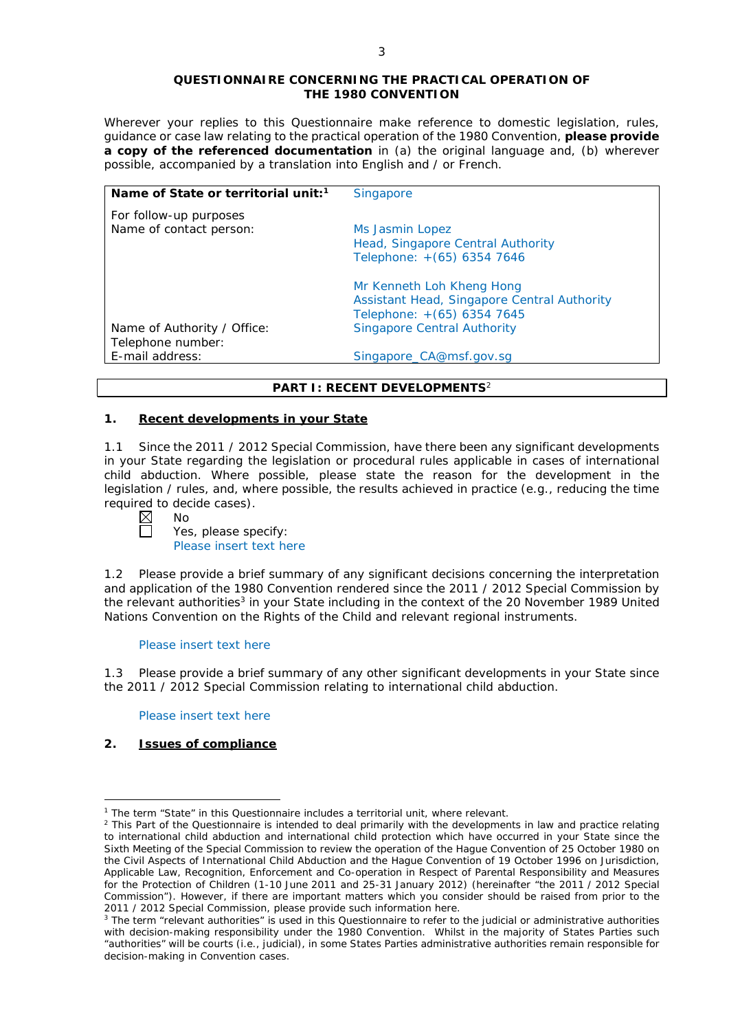**QUESTIONNAIRE CONCERNING THE PRACTICAL OPERATION OF THE 1980 CONVENTION**

Wherever your replies to this Questionnaire make reference to domestic legislation, rules, guidance or case law relating to the practical operation of the 1980 Convention, **please provide a copy of the referenced documentation** in (a) the original language and, (b) wherever possible, accompanied by a translation into English and / or French.

| **Name of State or territorial unit:**[1] | Singapore |
|---|---|
| For follow-up purposes<br>Name of contact person: | Ms Jasmin Lopez<br>Head, Singapore Central Authority<br>Telephone: +(65) 6354 7646<br><br>Mr Kenneth Loh Kheng Hong<br>Assistant Head, Singapore Central Authority<br>Telephone: +(65) 6354 7645 |
| Name of Authority / Office: | Singapore Central Authority |
| Telephone number: | |
| E-mail address: | Singapore_CA@msf.gov.sg |

## PART I: RECENT DEVELOPMENTS[2]

### 1. Recent developments in your State

1.1 Since the 2011 / 2012 Special Commission, have there been any significant developments in your State regarding the legislation or procedural rules applicable in cases of international child abduction. Where possible, please state the reason for the development in the legislation / rules, and, where possible, the results achieved in practice (e.g., reducing the time required to decide cases).

- [x] No
- [ ] Yes, please specify:
  Please insert text here

1.2 Please provide a brief summary of any significant decisions concerning the interpretation and application of the 1980 Convention rendered since the 2011 / 2012 Special Commission by the relevant authorities[3] in your State including in the context of the 20 November 1989 United Nations Convention on the Rights of the Child and relevant regional instruments.

Please insert text here

1.3 Please provide a brief summary of any other significant developments in your State since the 2011 / 2012 Special Commission relating to international child abduction.

Please insert text here

### 2. Issues of compliance

---

[1] The term "State" in this Questionnaire includes a territorial unit, where relevant.

[2] This Part of the Questionnaire is intended to deal primarily with the developments in law and practice relating to international child abduction and international child protection which have occurred in your State since the Sixth Meeting of the Special Commission to review the operation of the Hague Convention of 25 October 1980 on the Civil Aspects of International Child Abduction and the Hague Convention of 19 October 1996 on Jurisdiction, Applicable Law, Recognition, Enforcement and Co-operation in Respect of Parental Responsibility and Measures for the Protection of Children (1-10 June 2011 and 25-31 January 2012) (hereinafter "the 2011 / 2012 Special Commission"). However, if there are important matters which you consider should be raised from prior to the 2011 / 2012 Special Commission, please provide such information here.

[3] The term "relevant authorities" is used in this Questionnaire to refer to the judicial or administrative authorities with decision-making responsibility under the 1980 Convention. Whilst in the majority of States Parties such "authorities" will be courts (i.e., judicial), in some States Parties administrative authorities remain responsible for decision-making in Convention cases.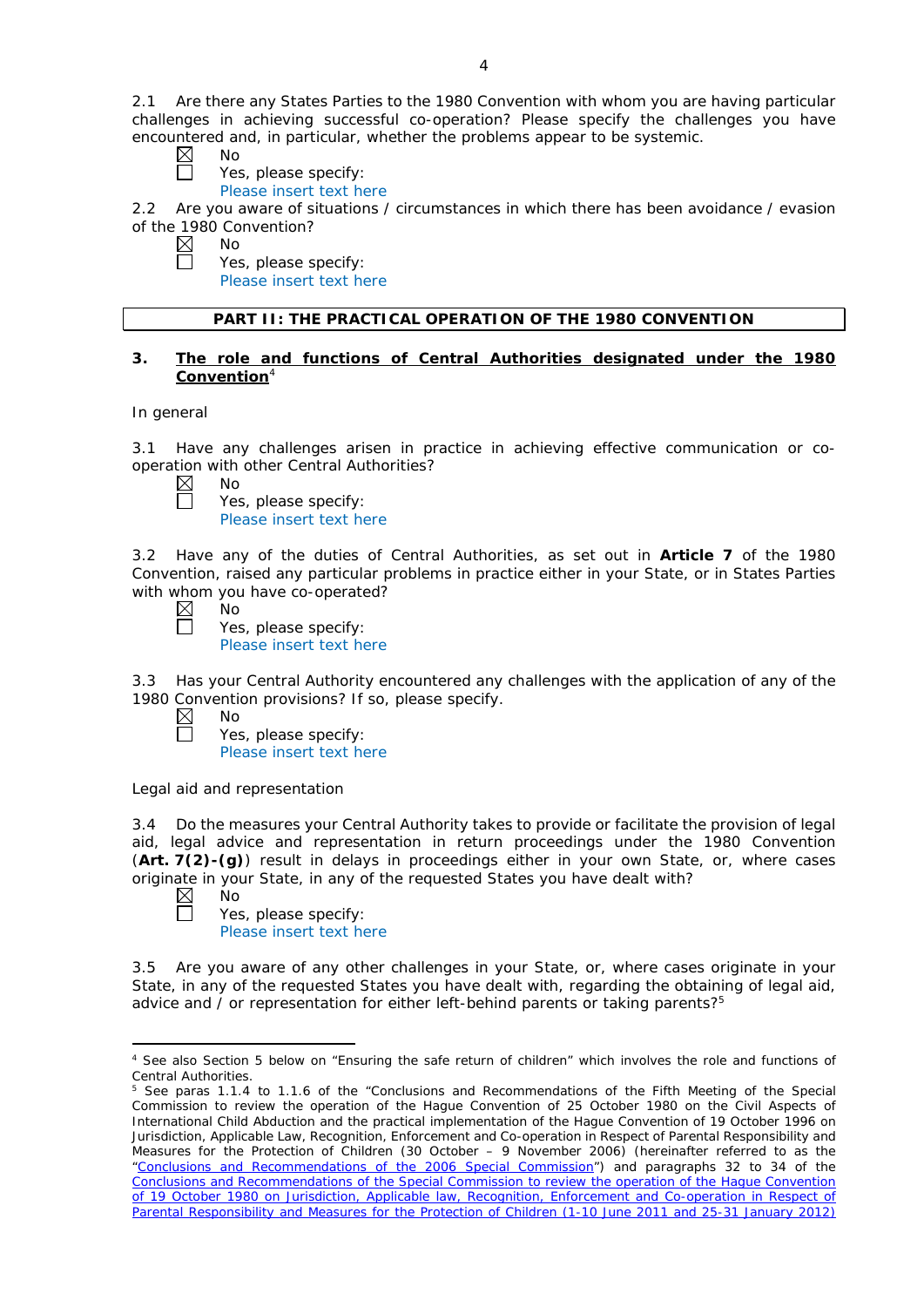2.1 Are there any States Parties to the 1980 Convention with whom you are having particular challenges in achieving successful co-operation? Please specify the challenges you have encountered and, in particular, whether the problems appear to be systemic.

☒ No
☐ Yes, please specify:
Please insert text here

2.2 Are you aware of situations / circumstances in which there has been avoidance / evasion of the 1980 Convention?

☒ No
☐ Yes, please specify:
Please insert text here

## PART II: THE PRACTICAL OPERATION OF THE 1980 CONVENTION

### 3. The role and functions of Central Authorities designated under the 1980 Convention[4]

In general

3.1 Have any challenges arisen in practice in achieving effective communication or co-operation with other Central Authorities?

☒ No
☐ Yes, please specify:
Please insert text here

3.2 Have any of the duties of Central Authorities, as set out in **Article 7** of the 1980 Convention, raised any particular problems in practice either in your State, or in States Parties with whom you have co-operated?

☒ No
☐ Yes, please specify:
Please insert text here

3.3 Has your Central Authority encountered any challenges with the application of any of the 1980 Convention provisions? If so, please specify.

☒ No
☐ Yes, please specify:
Please insert text here

Legal aid and representation

3.4 Do the measures your Central Authority takes to provide or facilitate the provision of legal aid, legal advice and representation in return proceedings under the 1980 Convention (**Art. 7(2)-(g)**) result in delays in proceedings either in your own State, or, where cases originate in your State, in any of the requested States you have dealt with?

☒ No
☐ Yes, please specify:
Please insert text here

3.5 Are you aware of any other challenges in your State, or, where cases originate in your State, in any of the requested States you have dealt with, regarding the obtaining of legal aid, advice and / or representation for either left-behind parents or taking parents?[5]

---

[4] See also Section 5 below on "Ensuring the safe return of children" which involves the role and functions of Central Authorities.

[5] See paras 1.1.4 to 1.1.6 of the "Conclusions and Recommendations of the Fifth Meeting of the Special Commission to review the operation of the Hague Convention of 25 October 1980 on the Civil Aspects of International Child Abduction and the practical implementation of the Hague Convention of 19 October 1996 on Jurisdiction, Applicable Law, Recognition, Enforcement and Co-operation in Respect of Parental Responsibility and Measures for the Protection of Children (30 October – 9 November 2006) (hereinafter referred to as the "Conclusions and Recommendations of the 2006 Special Commission") and paragraphs 32 to 34 of the Conclusions and Recommendations of the Special Commission to review the operation of the Hague Convention of 19 October 1980 on Jurisdiction, Applicable law, Recognition, Enforcement and Co-operation in Respect of Parental Responsibility and Measures for the Protection of Children (1-10 June 2011 and 25-31 January 2012)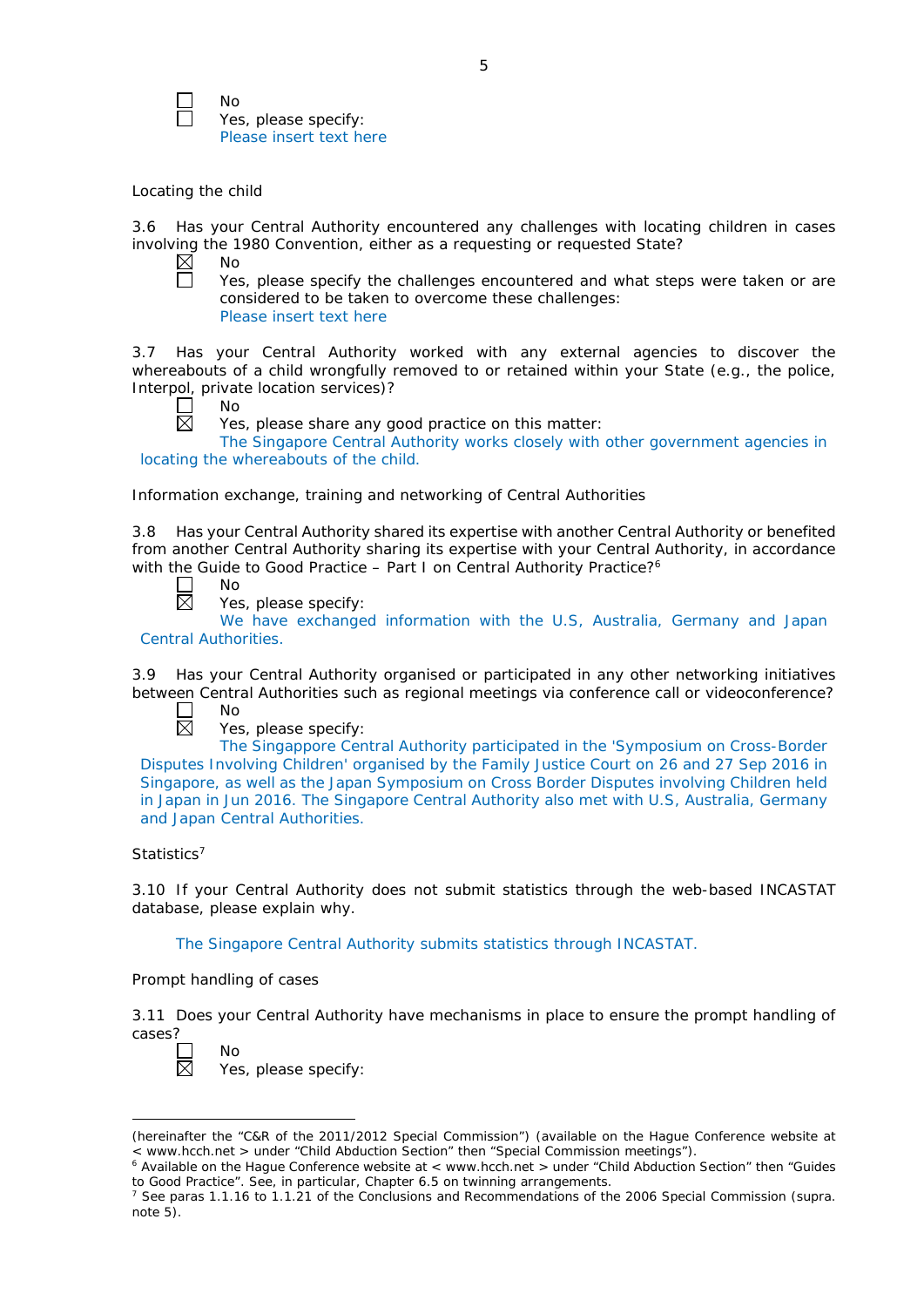☐ No
☐ Yes, please specify:
Please insert text here

Locating the child

3.6 Has your Central Authority encountered any challenges with locating children in cases involving the 1980 Convention, either as a requesting or requested State?

☒ No
☐ Yes, please specify the challenges encountered and what steps were taken or are considered to be taken to overcome these challenges:
Please insert text here

3.7 Has your Central Authority worked with any external agencies to discover the whereabouts of a child wrongfully removed to or retained within your State (e.g., the police, Interpol, private location services)?

☐ No
☒ Yes, please share any good practice on this matter:
The Singapore Central Authority works closely with other government agencies in locating the whereabouts of the child.

Information exchange, training and networking of Central Authorities

3.8 Has your Central Authority shared its expertise with another Central Authority or benefited from another Central Authority sharing its expertise with your Central Authority, in accordance with the Guide to Good Practice – Part I on Central Authority Practice?[6]

☐ No
☒ Yes, please specify:
We have exchanged information with the U.S, Australia, Germany and Japan Central Authorities.

3.9 Has your Central Authority organised or participated in any other networking initiatives between Central Authorities such as regional meetings via conference call or videoconference?

☐ No
☒ Yes, please specify:
The Singappore Central Authority participated in the 'Symposium on Cross-Border Disputes Involving Children' organised by the Family Justice Court on 26 and 27 Sep 2016 in Singapore, as well as the Japan Symposium on Cross Border Disputes involving Children held in Japan in Jun 2016. The Singapore Central Authority also met with U.S, Australia, Germany and Japan Central Authorities.

Statistics[7]

3.10 If your Central Authority does not submit statistics through the web-based INCASTAT database, please explain why.

The Singapore Central Authority submits statistics through INCASTAT.

Prompt handling of cases

3.11 Does your Central Authority have mechanisms in place to ensure the prompt handling of cases?

☐ No
☒ Yes, please specify:

---

(hereinafter the "C&R of the 2011/2012 Special Commission") (available on the Hague Conference website at < www.hcch.net > under "Child Abduction Section" then "Special Commission meetings").

[6] Available on the Hague Conference website at < www.hcch.net > under "Child Abduction Section" then "Guides to Good Practice". See, in particular, Chapter 6.5 on twinning arrangements.

[7] See paras 1.1.16 to 1.1.21 of the Conclusions and Recommendations of the 2006 Special Commission (supra. note 5).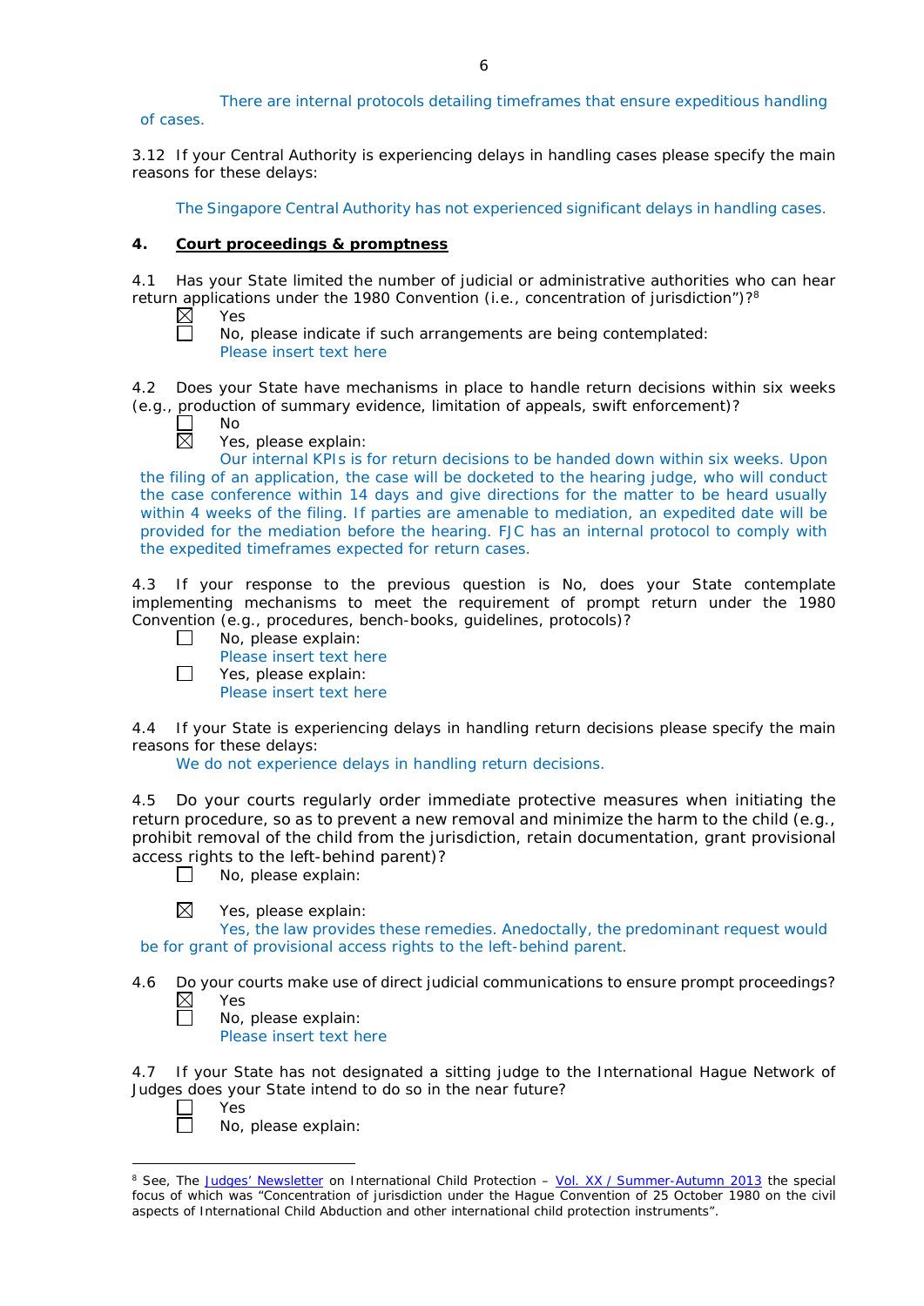There are internal protocols detailing timeframes that ensure expeditious handling of cases.

3.12 If your Central Authority is experiencing delays in handling cases please specify the main reasons for these delays:

The Singapore Central Authority has not experienced significant delays in handling cases.

## 4. Court proceedings & promptness

4.1 Has your State limited the number of judicial or administrative authorities who can hear return applications under the 1980 Convention (i.e., concentration of jurisdiction")?[8]

☒ Yes

☐ No, please indicate if such arrangements are being contemplated:
Please insert text here

4.2 Does your State have mechanisms in place to handle return decisions within six weeks (e.g., production of summary evidence, limitation of appeals, swift enforcement)?

☐ No

☒ Yes, please explain:
Our internal KPIs is for return decisions to be handed down within six weeks. Upon the filing of an application, the case will be docketed to the hearing judge, who will conduct the case conference within 14 days and give directions for the matter to be heard usually within 4 weeks of the filing. If parties are amenable to mediation, an expedited date will be provided for the mediation before the hearing. FJC has an internal protocol to comply with the expedited timeframes expected for return cases.

4.3 If your response to the previous question is No, does your State contemplate implementing mechanisms to meet the requirement of prompt return under the 1980 Convention (e.g., procedures, bench-books, guidelines, protocols)?

☐ No, please explain:
Please insert text here

☐ Yes, please explain:
Please insert text here

4.4 If your State is experiencing delays in handling return decisions please specify the main reasons for these delays:

We do not experience delays in handling return decisions.

4.5 Do your courts regularly order immediate protective measures when initiating the return procedure, so as to prevent a new removal and minimize the harm to the child (e.g., prohibit removal of the child from the jurisdiction, retain documentation, grant provisional access rights to the left-behind parent)?

☐ No, please explain:

☒ Yes, please explain:
Yes, the law provides these remedies. Anedoctally, the predominant request would be for grant of provisional access rights to the left-behind parent.

4.6 Do your courts make use of direct judicial communications to ensure prompt proceedings?

☒ Yes

☐ No, please explain:
Please insert text here

4.7 If your State has not designated a sitting judge to the International Hague Network of Judges does your State intend to do so in the near future?

☐ Yes

☐ No, please explain:

---

[8] See, The Judges' Newsletter on International Child Protection – Vol. XX / Summer-Autumn 2013 the special focus of which was "Concentration of jurisdiction under the Hague Convention of 25 October 1980 on the civil aspects of International Child Abduction and other international child protection instruments".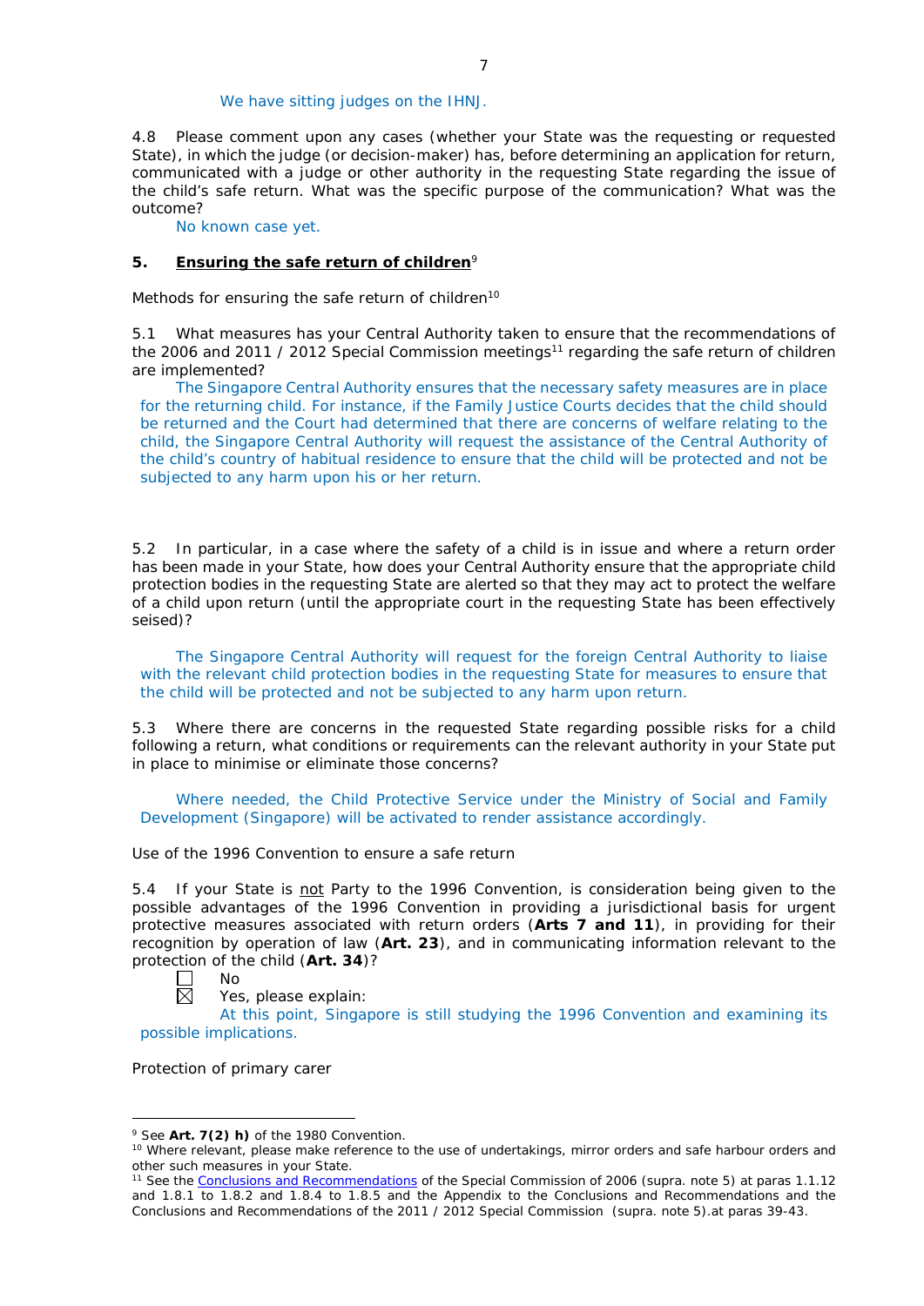We have sitting judges on the IHNJ.

4.8 Please comment upon any cases (whether your State was the requesting or requested State), in which the judge (or decision-maker) has, before determining an application for return, communicated with a judge or other authority in the requesting State regarding the issue of the child's safe return. What was the specific purpose of the communication? What was the outcome?

No known case yet.

## 5. Ensuring the safe return of children[9]

Methods for ensuring the safe return of children[10]

5.1 What measures has your Central Authority taken to ensure that the recommendations of the 2006 and 2011 / 2012 Special Commission meetings[11] regarding the safe return of children are implemented?

The Singapore Central Authority ensures that the necessary safety measures are in place for the returning child. For instance, if the Family Justice Courts decides that the child should be returned and the Court had determined that there are concerns of welfare relating to the child, the Singapore Central Authority will request the assistance of the Central Authority of the child's country of habitual residence to ensure that the child will be protected and not be subjected to any harm upon his or her return.

5.2 In particular, in a case where the safety of a child is in issue and where a return order has been made in your State, how does your Central Authority ensure that the appropriate child protection bodies in the requesting State are alerted so that they may act to protect the welfare of a child upon return (until the appropriate court in the requesting State has been effectively seised)?

The Singapore Central Authority will request for the foreign Central Authority to liaise with the relevant child protection bodies in the requesting State for measures to ensure that the child will be protected and not be subjected to any harm upon return.

5.3 Where there are concerns in the requested State regarding possible risks for a child following a return, what conditions or requirements can the relevant authority in your State put in place to minimise or eliminate those concerns?

Where needed, the Child Protective Service under the Ministry of Social and Family Development (Singapore) will be activated to render assistance accordingly.

Use of the 1996 Convention to ensure a safe return

5.4 If your State is not Party to the 1996 Convention, is consideration being given to the possible advantages of the 1996 Convention in providing a jurisdictional basis for urgent protective measures associated with return orders (**Arts 7 and 11**), in providing for their recognition by operation of law (**Art. 23**), and in communicating information relevant to the protection of the child (**Art. 34**)?

☐ No
☒ Yes, please explain:

At this point, Singapore is still studying the 1996 Convention and examining its possible implications.

Protection of primary carer

---

[9] See **Art. 7(2) h)** of the 1980 Convention.

[10] Where relevant, please make reference to the use of undertakings, mirror orders and safe harbour orders and other such measures in your State.

[11] See the Conclusions and Recommendations of the Special Commission of 2006 (supra. note 5) at paras 1.1.12 and 1.8.1 to 1.8.2 and 1.8.4 to 1.8.5 and the Appendix to the Conclusions and Recommendations and the Conclusions and Recommendations of the 2011 / 2012 Special Commission (supra. note 5).at paras 39-43.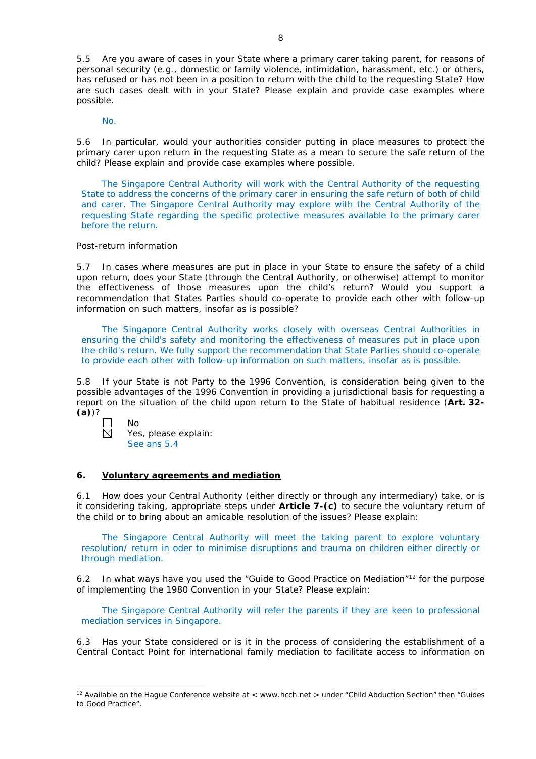5.5 Are you aware of cases in your State where a primary carer taking parent, for reasons of personal security (e.g., domestic or family violence, intimidation, harassment, etc.) or others, has refused or has not been in a position to return with the child to the requesting State? How are such cases dealt with in your State? Please explain and provide case examples where possible.

No.

5.6 In particular, would your authorities consider putting in place measures to protect the primary carer upon return in the requesting State as a mean to secure the safe return of the child? Please explain and provide case examples where possible.

The Singapore Central Authority will work with the Central Authority of the requesting State to address the concerns of the primary carer in ensuring the safe return of both of child and carer. The Singapore Central Authority may explore with the Central Authority of the requesting State regarding the specific protective measures available to the primary carer before the return.

Post-return information

5.7 In cases where measures are put in place in your State to ensure the safety of a child upon return, does your State (through the Central Authority, or otherwise) attempt to monitor the effectiveness of those measures upon the child's return? Would you support a recommendation that States Parties should co-operate to provide each other with follow-up information on such matters, insofar as is possible?

The Singapore Central Authority works closely with overseas Central Authorities in ensuring the child's safety and monitoring the effectiveness of measures put in place upon the child's return. We fully support the recommendation that State Parties should co-operate to provide each other with follow-up information on such matters, insofar as is possible.

5.8 If your State is not Party to the 1996 Convention, is consideration being given to the possible advantages of the 1996 Convention in providing a jurisdictional basis for requesting a report on the situation of the child upon return to the State of habitual residence (**Art. 32-(a)**)?

☐ No
☒ Yes, please explain:
See ans 5.4

## 6. Voluntary agreements and mediation

6.1 How does your Central Authority (either directly or through any intermediary) take, or is it considering taking, appropriate steps under **Article 7-(c)** to secure the voluntary return of the child or to bring about an amicable resolution of the issues? Please explain:

The Singapore Central Authority will meet the taking parent to explore voluntary resolution/ return in oder to minimise disruptions and trauma on children either directly or through mediation.

6.2 In what ways have you used the "Guide to Good Practice on Mediation"[12] for the purpose of implementing the 1980 Convention in your State? Please explain:

The Singapore Central Authority will refer the parents if they are keen to professional mediation services in Singapore.

6.3 Has your State considered or is it in the process of considering the establishment of a Central Contact Point for international family mediation to facilitate access to information on

[12] Available on the Hague Conference website at < www.hcch.net > under "Child Abduction Section" then "Guides to Good Practice".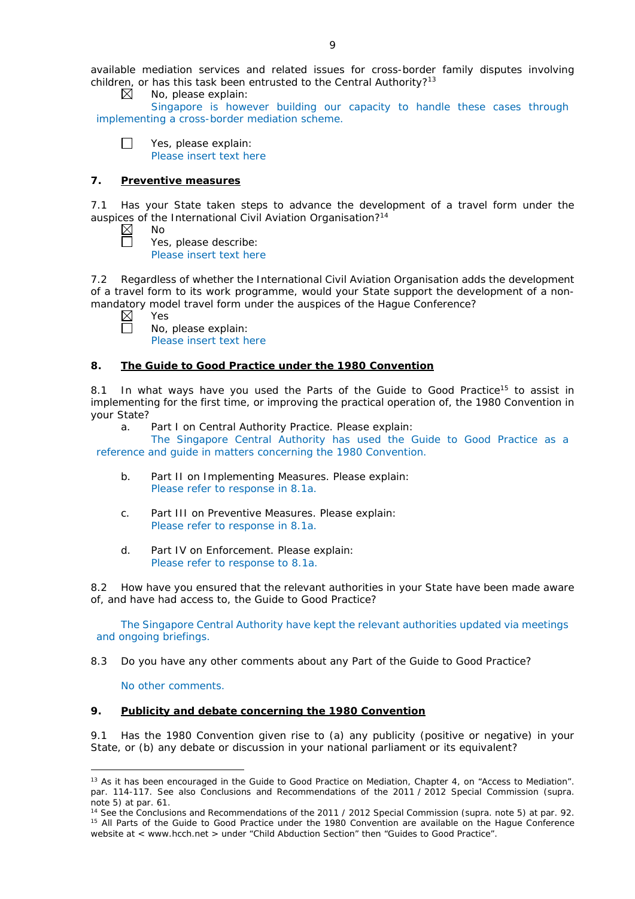available mediation services and related issues for cross-border family disputes involving children, or has this task been entrusted to the Central Authority?[13]

☒ No, please explain:
Singapore is however building our capacity to handle these cases through implementing a cross-border mediation scheme.

☐ Yes, please explain:
Please insert text here

## 7. Preventive measures

7.1 Has your State taken steps to advance the development of a travel form under the auspices of the International Civil Aviation Organisation?[14]

☒ No
☐ Yes, please describe:
Please insert text here

7.2 Regardless of whether the International Civil Aviation Organisation adds the development of a travel form to its work programme, would your State support the development of a non-mandatory model travel form under the auspices of the Hague Conference?

☒ Yes
☐ No, please explain:
Please insert text here

## 8. The Guide to Good Practice under the 1980 Convention

8.1 In what ways have you used the Parts of the Guide to Good Practice[15] to assist in implementing for the first time, or improving the practical operation of, the 1980 Convention in your State?

a. Part I on Central Authority Practice. Please explain:
The Singapore Central Authority has used the Guide to Good Practice as a reference and guide in matters concerning the 1980 Convention.

b. Part II on Implementing Measures. Please explain:
Please refer to response in 8.1a.

c. Part III on Preventive Measures. Please explain:
Please refer to response in 8.1a.

d. Part IV on Enforcement. Please explain:
Please refer to response to 8.1a.

8.2 How have you ensured that the relevant authorities in your State have been made aware of, and have had access to, the Guide to Good Practice?

The Singapore Central Authority have kept the relevant authorities updated via meetings and ongoing briefings.

8.3 Do you have any other comments about any Part of the Guide to Good Practice?

No other comments.

## 9. Publicity and debate concerning the 1980 Convention

9.1 Has the 1980 Convention given rise to (a) any publicity (positive or negative) in your State, or (b) any debate or discussion in your national parliament or its equivalent?

---

[13] As it has been encouraged in the Guide to Good Practice on Mediation, Chapter 4, on "Access to Mediation". par. 114-117. See also Conclusions and Recommendations of the 2011 / 2012 Special Commission (supra. note 5) at par. 61.

[14] See the Conclusions and Recommendations of the 2011 / 2012 Special Commission (supra. note 5) at par. 92.

[15] All Parts of the Guide to Good Practice under the 1980 Convention are available on the Hague Conference website at < www.hcch.net > under "Child Abduction Section" then "Guides to Good Practice".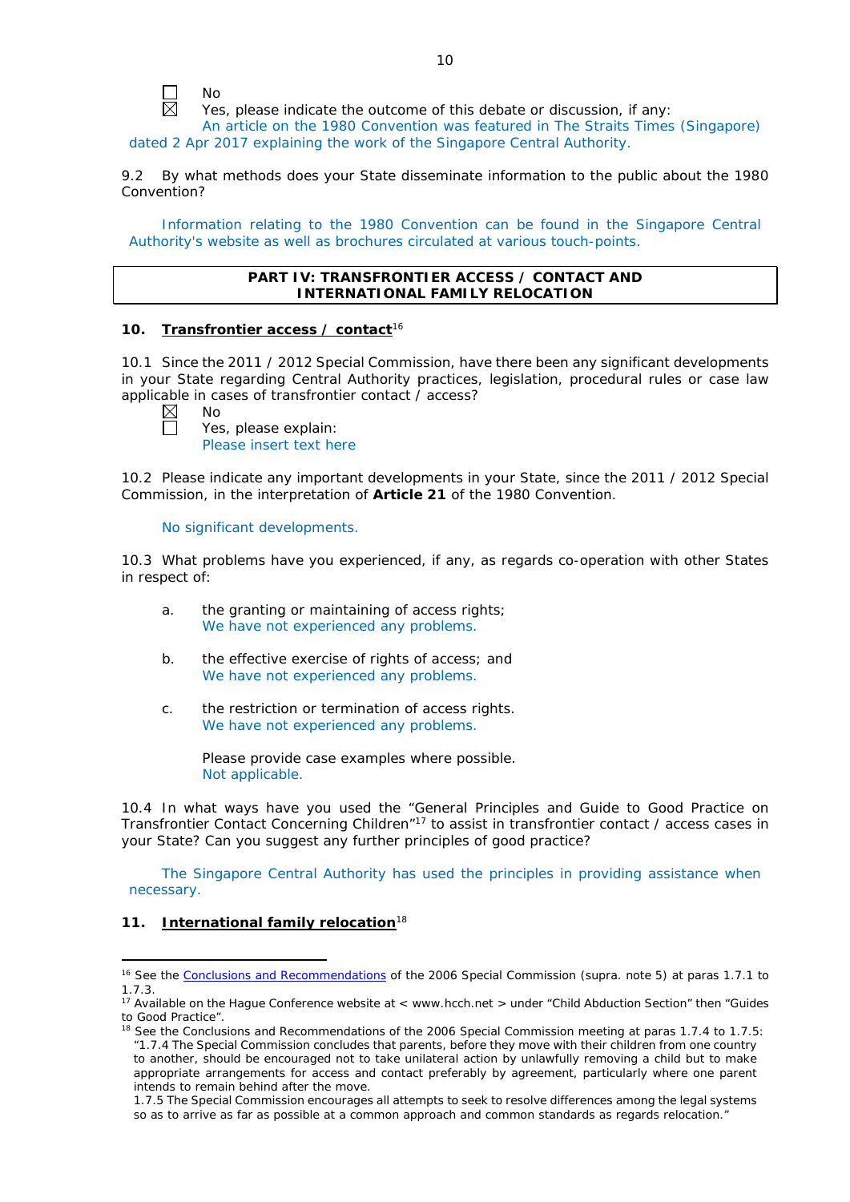☐ No

☒ Yes, please indicate the outcome of this debate or discussion, if any:
An article on the 1980 Convention was featured in The Straits Times (Singapore) dated 2 Apr 2017 explaining the work of the Singapore Central Authority.

9.2 By what methods does your State disseminate information to the public about the 1980 Convention?

Information relating to the 1980 Convention can be found in the Singapore Central Authority's website as well as brochures circulated at various touch-points.

| **PART IV: TRANSFRONTIER ACCESS / CONTACT AND INTERNATIONAL FAMILY RELOCATION** |
|---|

## 10. Transfrontier access / contact[16]

10.1 Since the 2011 / 2012 Special Commission, have there been any significant developments in your State regarding Central Authority practices, legislation, procedural rules or case law applicable in cases of transfrontier contact / access?

☒ No

☐ Yes, please explain:
Please insert text here

10.2 Please indicate any important developments in your State, since the 2011 / 2012 Special Commission, in the interpretation of **Article 21** of the 1980 Convention.

No significant developments.

10.3 What problems have you experienced, if any, as regards co-operation with other States in respect of:

a. the granting or maintaining of access rights;
We have not experienced any problems.

b. the effective exercise of rights of access; and
We have not experienced any problems.

c. the restriction or termination of access rights.
We have not experienced any problems.

Please provide case examples where possible.
Not applicable.

10.4 In what ways have you used the "General Principles and Guide to Good Practice on Transfrontier Contact Concerning Children"[17] to assist in transfrontier contact / access cases in your State? Can you suggest any further principles of good practice?

The Singapore Central Authority has used the principles in providing assistance when necessary.

## 11. International family relocation[18]

---

[16] See the Conclusions and Recommendations of the 2006 Special Commission (supra. note 5) at paras 1.7.1 to 1.7.3.

[17] Available on the Hague Conference website at < www.hcch.net > under "Child Abduction Section" then "Guides to Good Practice".

[18] See the Conclusions and Recommendations of the 2006 Special Commission meeting at paras 1.7.4 to 1.7.5: "1.7.4 The Special Commission concludes that parents, before they move with their children from one country to another, should be encouraged not to take unilateral action by unlawfully removing a child but to make appropriate arrangements for access and contact preferably by agreement, particularly where one parent intends to remain behind after the move.
1.7.5 The Special Commission encourages all attempts to seek to resolve differences among the legal systems so as to arrive as far as possible at a common approach and common standards as regards relocation."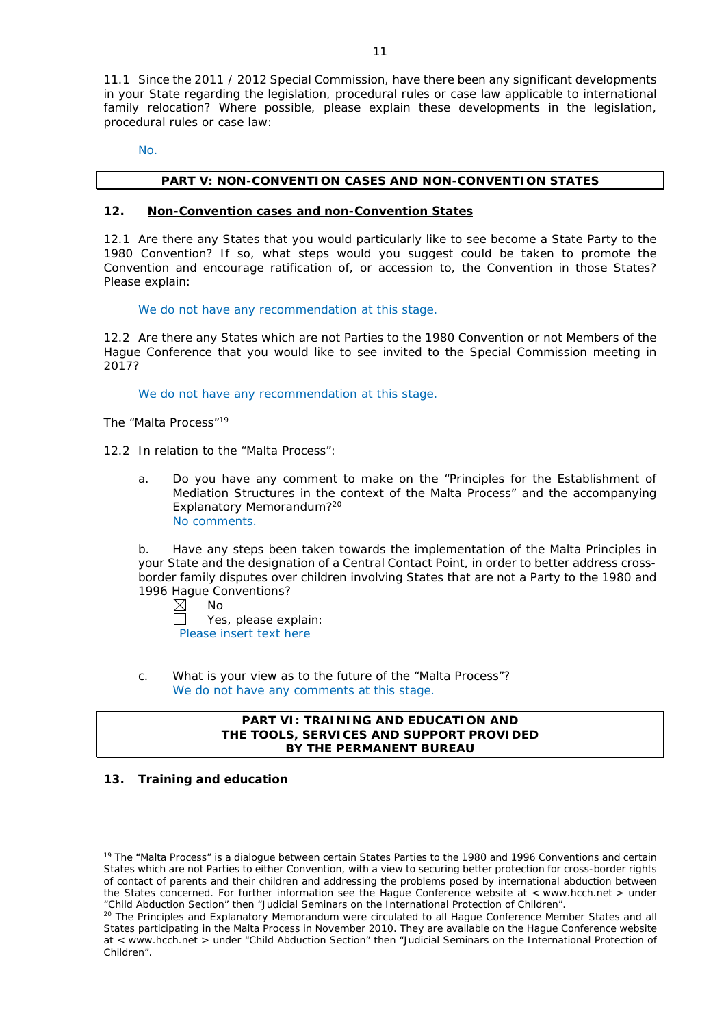11.1 Since the 2011 / 2012 Special Commission, have there been any significant developments in your State regarding the legislation, procedural rules or case law applicable to international family relocation? Where possible, please explain these developments in the legislation, procedural rules or case law:

No.

## PART V: NON-CONVENTION CASES AND NON-CONVENTION STATES

### 12. Non-Convention cases and non-Convention States

12.1 Are there any States that you would particularly like to see become a State Party to the 1980 Convention? If so, what steps would you suggest could be taken to promote the Convention and encourage ratification of, or accession to, the Convention in those States? Please explain:

We do not have any recommendation at this stage.

12.2 Are there any States which are not Parties to the 1980 Convention or not Members of the Hague Conference that you would like to see invited to the Special Commission meeting in 2017?

We do not have any recommendation at this stage.

The "Malta Process"[19]

12.2 In relation to the "Malta Process":

a. Do you have any comment to make on the "Principles for the Establishment of Mediation Structures in the context of the Malta Process" and the accompanying Explanatory Memorandum?[20]
No comments.

b. Have any steps been taken towards the implementation of the Malta Principles in your State and the designation of a Central Contact Point, in order to better address cross-border family disputes over children involving States that are not a Party to the 1980 and 1996 Hague Conventions?

- ☒ No
- ☐ Yes, please explain:

Please insert text here

c. What is your view as to the future of the "Malta Process"?
We do not have any comments at this stage.

## PART VI: TRAINING AND EDUCATION AND THE TOOLS, SERVICES AND SUPPORT PROVIDED BY THE PERMANENT BUREAU

### 13. Training and education

[19] The "Malta Process" is a dialogue between certain States Parties to the 1980 and 1996 Conventions and certain States which are not Parties to either Convention, with a view to securing better protection for cross-border rights of contact of parents and their children and addressing the problems posed by international abduction between the States concerned. For further information see the Hague Conference website at < www.hcch.net > under "Child Abduction Section" then "Judicial Seminars on the International Protection of Children".

[20] The Principles and Explanatory Memorandum were circulated to all Hague Conference Member States and all States participating in the Malta Process in November 2010. They are available on the Hague Conference website at < www.hcch.net > under "Child Abduction Section" then "Judicial Seminars on the International Protection of Children".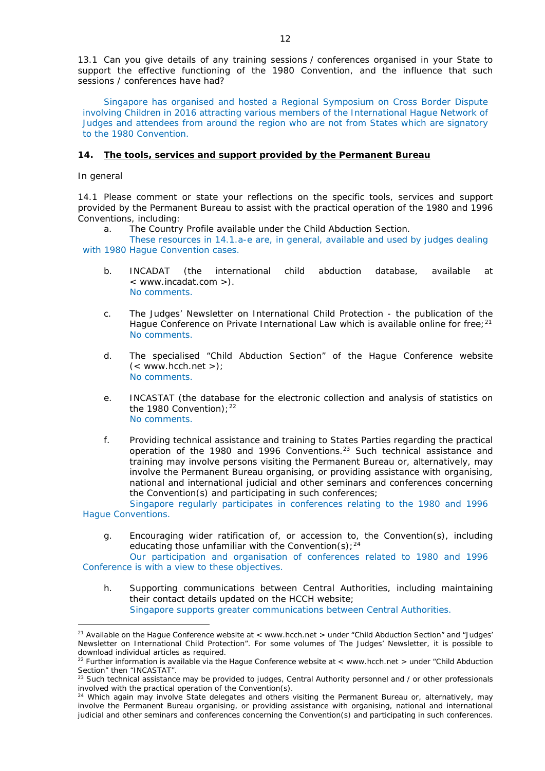13.1 Can you give details of any training sessions / conferences organised in your State to support the effective functioning of the 1980 Convention, and the influence that such sessions / conferences have had?

Singapore has organised and hosted a Regional Symposium on Cross Border Dispute involving Children in 2016 attracting various members of the International Hague Network of Judges and attendees from around the region who are not from States which are signatory to the 1980 Convention.

## 14. The tools, services and support provided by the Permanent Bureau

In general

14.1 Please comment or state your reflections on the specific tools, services and support provided by the Permanent Bureau to assist with the practical operation of the 1980 and 1996 Conventions, including:

a. The Country Profile available under the Child Abduction Section.

These resources in 14.1.a-e are, in general, available and used by judges dealing with 1980 Hague Convention cases.

b. INCADAT (the international child abduction database, available at < www.incadat.com >).

No comments.

c. The Judges' Newsletter on International Child Protection - the publication of the Hague Conference on Private International Law which is available online for free;[21]

No comments.

d. The specialised "Child Abduction Section" of the Hague Conference website (< www.hcch.net >);

No comments.

e. INCASTAT (the database for the electronic collection and analysis of statistics on the 1980 Convention);[22]

No comments.

f. Providing technical assistance and training to States Parties regarding the practical operation of the 1980 and 1996 Conventions.[23] Such technical assistance and training may involve persons visiting the Permanent Bureau or, alternatively, may involve the Permanent Bureau organising, or providing assistance with organising, national and international judicial and other seminars and conferences concerning the Convention(s) and participating in such conferences;

Singapore regularly participates in conferences relating to the 1980 and 1996 Hague Conventions.

g. Encouraging wider ratification of, or accession to, the Convention(s), including educating those unfamiliar with the Convention(s);[24]

Our participation and organisation of conferences related to 1980 and 1996 Conference is with a view to these objectives.

h. Supporting communications between Central Authorities, including maintaining their contact details updated on the HCCH website;

Singapore supports greater communications between Central Authorities.

---

[21] Available on the Hague Conference website at < www.hcch.net > under "Child Abduction Section" and "Judges' Newsletter on International Child Protection". For some volumes of The Judges' Newsletter, it is possible to download individual articles as required.

[22] Further information is available via the Hague Conference website at < www.hcch.net > under "Child Abduction Section" then "INCASTAT".

[23] Such technical assistance may be provided to judges, Central Authority personnel and / or other professionals involved with the practical operation of the Convention(s).

[24] Which again may involve State delegates and others visiting the Permanent Bureau or, alternatively, may involve the Permanent Bureau organising, or providing assistance with organising, national and international judicial and other seminars and conferences concerning the Convention(s) and participating in such conferences.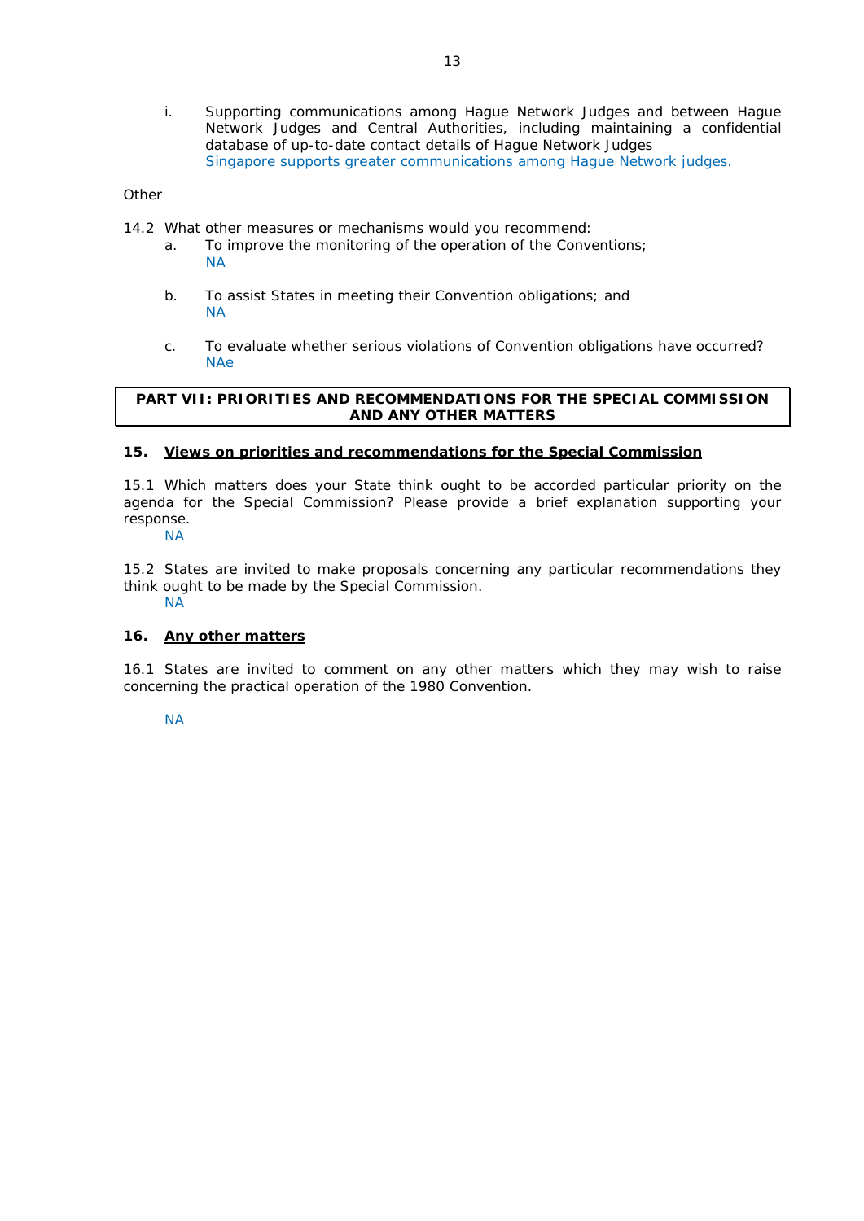i. Supporting communications among Hague Network Judges and between Hague Network Judges and Central Authorities, including maintaining a confidential database of up-to-date contact details of Hague Network Judges
   Singapore supports greater communications among Hague Network judges.

Other

14.2 What other measures or mechanisms would you recommend:

a. To improve the monitoring of the operation of the Conventions;
   NA

b. To assist States in meeting their Convention obligations; and
   NA

c. To evaluate whether serious violations of Convention obligations have occurred?
   NAe

## PART VII: PRIORITIES AND RECOMMENDATIONS FOR THE SPECIAL COMMISSION AND ANY OTHER MATTERS

### 15. Views on priorities and recommendations for the Special Commission

15.1 Which matters does your State think ought to be accorded particular priority on the agenda for the Special Commission? Please provide a brief explanation supporting your response.

NA

15.2 States are invited to make proposals concerning any particular recommendations they think ought to be made by the Special Commission.

NA

### 16. Any other matters

16.1 States are invited to comment on any other matters which they may wish to raise concerning the practical operation of the 1980 Convention.

NA